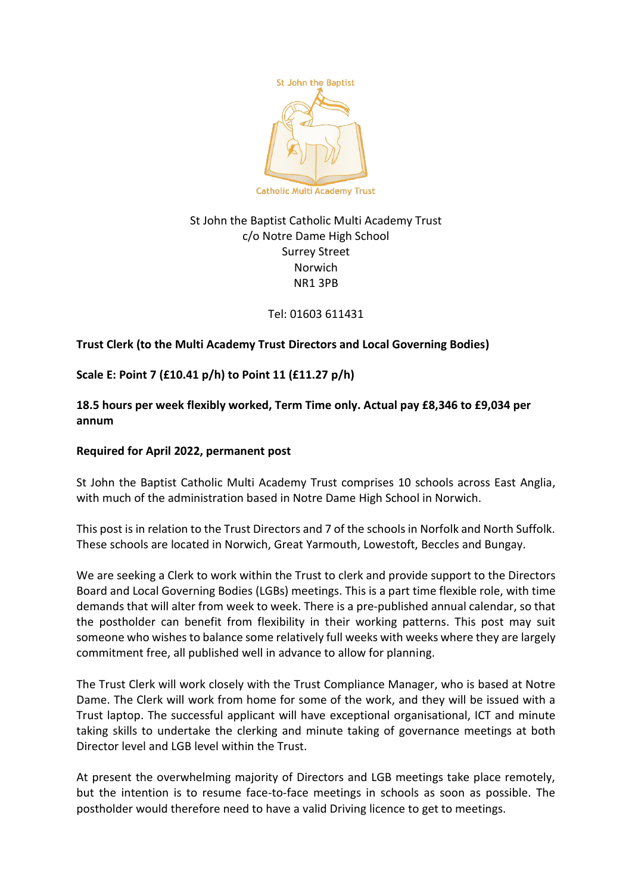St John the Baptist

Catholic Multi Academy Trust

St John the Baptist Catholic Multi Academy Trust
c/o Notre Dame High School
Surrey Street
Norwich
NR1 3PB

Tel: 01603 611431

**Trust Clerk (to the Multi Academy Trust Directors and Local Governing Bodies)**

**Scale E: Point 7 (£10.41 p/h) to Point 11 (£11.27 p/h)**

**18.5 hours per week flexibly worked, Term Time only. Actual pay £8,346 to £9,034 per annum**

**Required for April 2022, permanent post**

St John the Baptist Catholic Multi Academy Trust comprises 10 schools across East Anglia, with much of the administration based in Notre Dame High School in Norwich.

This post is in relation to the Trust Directors and 7 of the schools in Norfolk and North Suffolk. These schools are located in Norwich, Great Yarmouth, Lowestoft, Beccles and Bungay.

We are seeking a Clerk to work within the Trust to clerk and provide support to the Directors Board and Local Governing Bodies (LGBs) meetings. This is a part time flexible role, with time demands that will alter from week to week. There is a pre-published annual calendar, so that the postholder can benefit from flexibility in their working patterns. This post may suit someone who wishes to balance some relatively full weeks with weeks where they are largely commitment free, all published well in advance to allow for planning.

The Trust Clerk will work closely with the Trust Compliance Manager, who is based at Notre Dame. The Clerk will work from home for some of the work, and they will be issued with a Trust laptop. The successful applicant will have exceptional organisational, ICT and minute taking skills to undertake the clerking and minute taking of governance meetings at both Director level and LGB level within the Trust.

At present the overwhelming majority of Directors and LGB meetings take place remotely, but the intention is to resume face-to-face meetings in schools as soon as possible. The postholder would therefore need to have a valid Driving licence to get to meetings.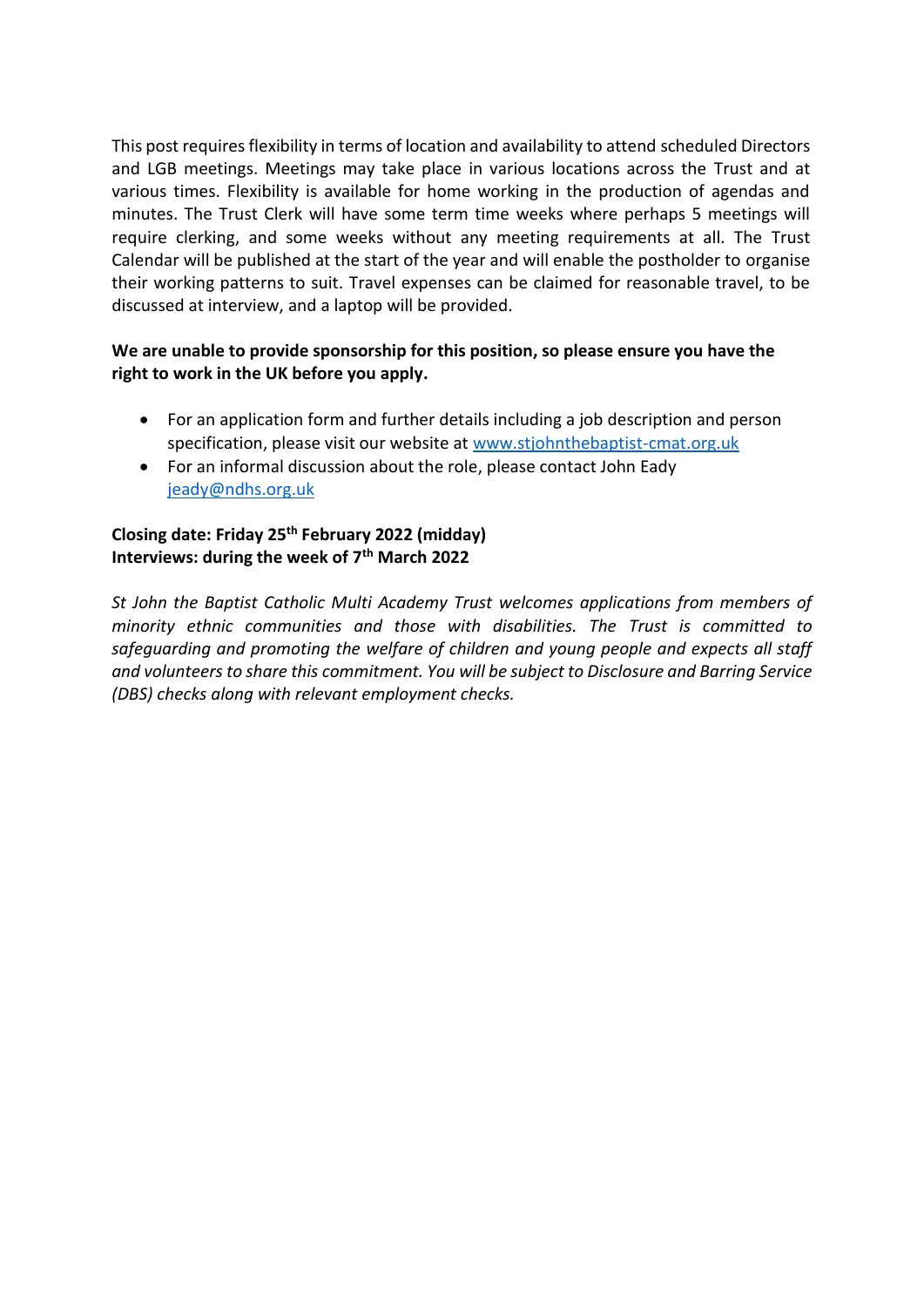This post requires flexibility in terms of location and availability to attend scheduled Directors and LGB meetings. Meetings may take place in various locations across the Trust and at various times. Flexibility is available for home working in the production of agendas and minutes. The Trust Clerk will have some term time weeks where perhaps 5 meetings will require clerking, and some weeks without any meeting requirements at all. The Trust Calendar will be published at the start of the year and will enable the postholder to organise their working patterns to suit. Travel expenses can be claimed for reasonable travel, to be discussed at interview, and a laptop will be provided.

**We are unable to provide sponsorship for this position, so please ensure you have the right to work in the UK before you apply.**

- For an application form and further details including a job description and person specification, please visit our website at [www.stjohnthebaptist-cmat.org.uk](http://www.stjohnthebaptist-cmat.org.uk)
- For an informal discussion about the role, please contact John Eady [jeady@ndhs.org.uk](mailto:jeady@ndhs.org.uk)

**Closing date: Friday 25th February 2022 (midday)**
**Interviews: during the week of 7th March 2022**

*St John the Baptist Catholic Multi Academy Trust welcomes applications from members of minority ethnic communities and those with disabilities. The Trust is committed to safeguarding and promoting the welfare of children and young people and expects all staff and volunteers to share this commitment. You will be subject to Disclosure and Barring Service (DBS) checks along with relevant employment checks.*